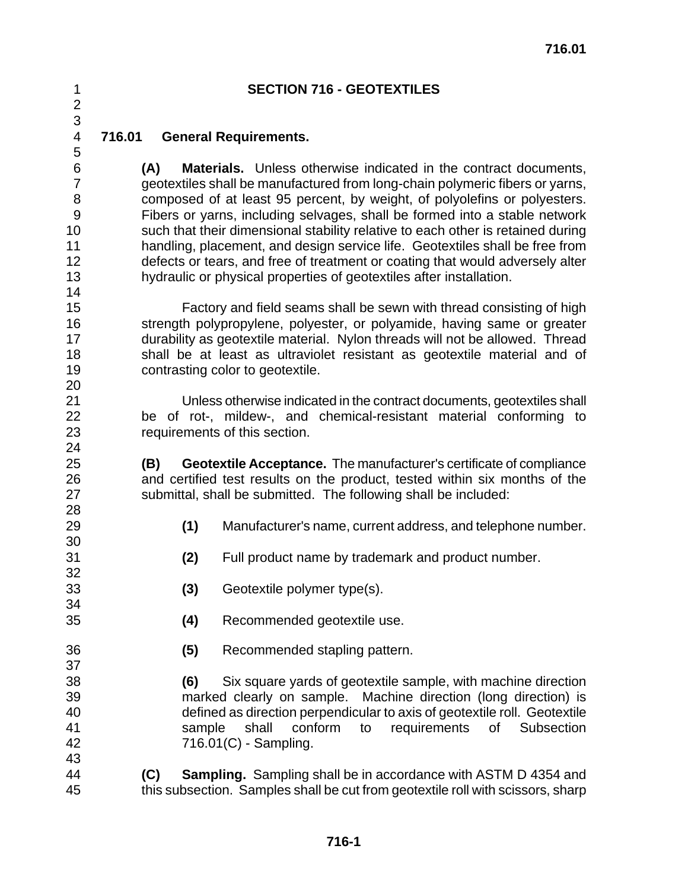# SECTION 716 - GEOTEXTILES

## 716.01 General Requirements.

**(A) Materials.** Unless otherwise indicated in the contract documents, geotextiles shall be manufactured from long-chain polymeric fibers or yarns, composed of at least 95 percent, by weight, of polyolefins or polyesters. Fibers or yarns, including selvages, shall be formed into a stable network such that their dimensional stability relative to each other is retained during handling, placement, and design service life. Geotextiles shall be free from defects or tears, and free of treatment or coating that would adversely alter hydraulic or physical properties of geotextiles after installation.

Factory and field seams shall be sewn with thread consisting of high strength polypropylene, polyester, or polyamide, having same or greater durability as geotextile material. Nylon threads will not be allowed. Thread shall be at least as ultraviolet resistant as geotextile material and of contrasting color to geotextile.

Unless otherwise indicated in the contract documents, geotextiles shall be of rot-, mildew-, and chemical-resistant material conforming to requirements of this section.

**(B) Geotextile Acceptance.** The manufacturer's certificate of compliance and certified test results on the product, tested within six months of the submittal, shall be submitted. The following shall be included:

**(1)** Manufacturer's name, current address, and telephone number.

**(2)** Full product name by trademark and product number.

**(3)** Geotextile polymer type(s).

**(4)** Recommended geotextile use.

**(5)** Recommended stapling pattern.

**(6)** Six square yards of geotextile sample, with machine direction marked clearly on sample. Machine direction (long direction) is defined as direction perpendicular to axis of geotextile roll. Geotextile sample shall conform to requirements of Subsection 716.01(C) - Sampling.

**(C) Sampling.** Sampling shall be in accordance with ASTM D 4354 and this subsection. Samples shall be cut from geotextile roll with scissors, sharp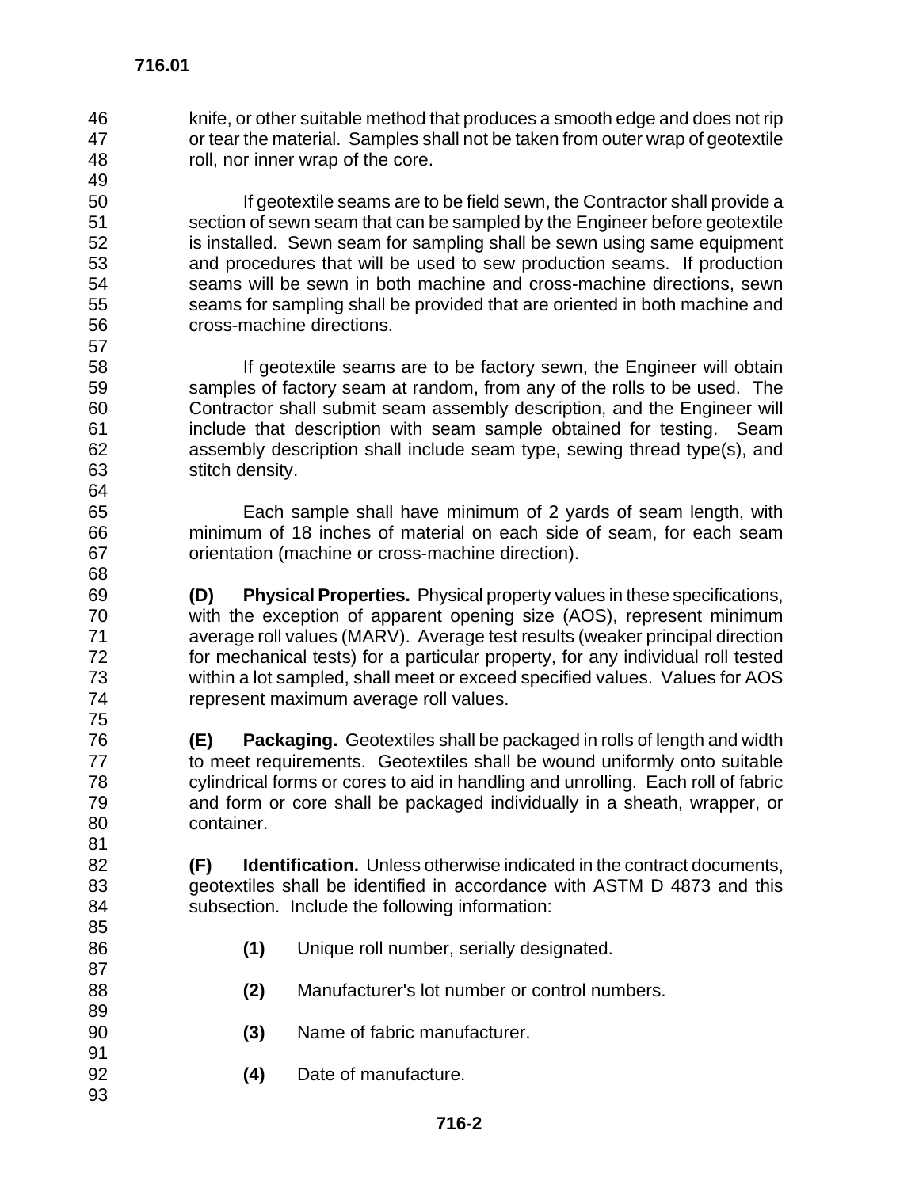knife, or other suitable method that produces a smooth edge and does not rip or tear the material. Samples shall not be taken from outer wrap of geotextile roll, nor inner wrap of the core.

If geotextile seams are to be field sewn, the Contractor shall provide a section of sewn seam that can be sampled by the Engineer before geotextile is installed. Sewn seam for sampling shall be sewn using same equipment and procedures that will be used to sew production seams. If production seams will be sewn in both machine and cross-machine directions, sewn seams for sampling shall be provided that are oriented in both machine and cross-machine directions.

If geotextile seams are to be factory sewn, the Engineer will obtain samples of factory seam at random, from any of the rolls to be used. The Contractor shall submit seam assembly description, and the Engineer will include that description with seam sample obtained for testing. Seam assembly description shall include seam type, sewing thread type(s), and stitch density.

Each sample shall have minimum of 2 yards of seam length, with minimum of 18 inches of material on each side of seam, for each seam orientation (machine or cross-machine direction).

**(D) Physical Properties.** Physical property values in these specifications, with the exception of apparent opening size (AOS), represent minimum average roll values (MARV). Average test results (weaker principal direction for mechanical tests) for a particular property, for any individual roll tested within a lot sampled, shall meet or exceed specified values. Values for AOS represent maximum average roll values.

**(E) Packaging.** Geotextiles shall be packaged in rolls of length and width to meet requirements. Geotextiles shall be wound uniformly onto suitable cylindrical forms or cores to aid in handling and unrolling. Each roll of fabric and form or core shall be packaged individually in a sheath, wrapper, or container.

**(F) Identification.** Unless otherwise indicated in the contract documents, geotextiles shall be identified in accordance with ASTM D 4873 and this subsection. Include the following information:

**(1)** Unique roll number, serially designated.

**(2)** Manufacturer's lot number or control numbers.

**(3)** Name of fabric manufacturer.

**(4)** Date of manufacture.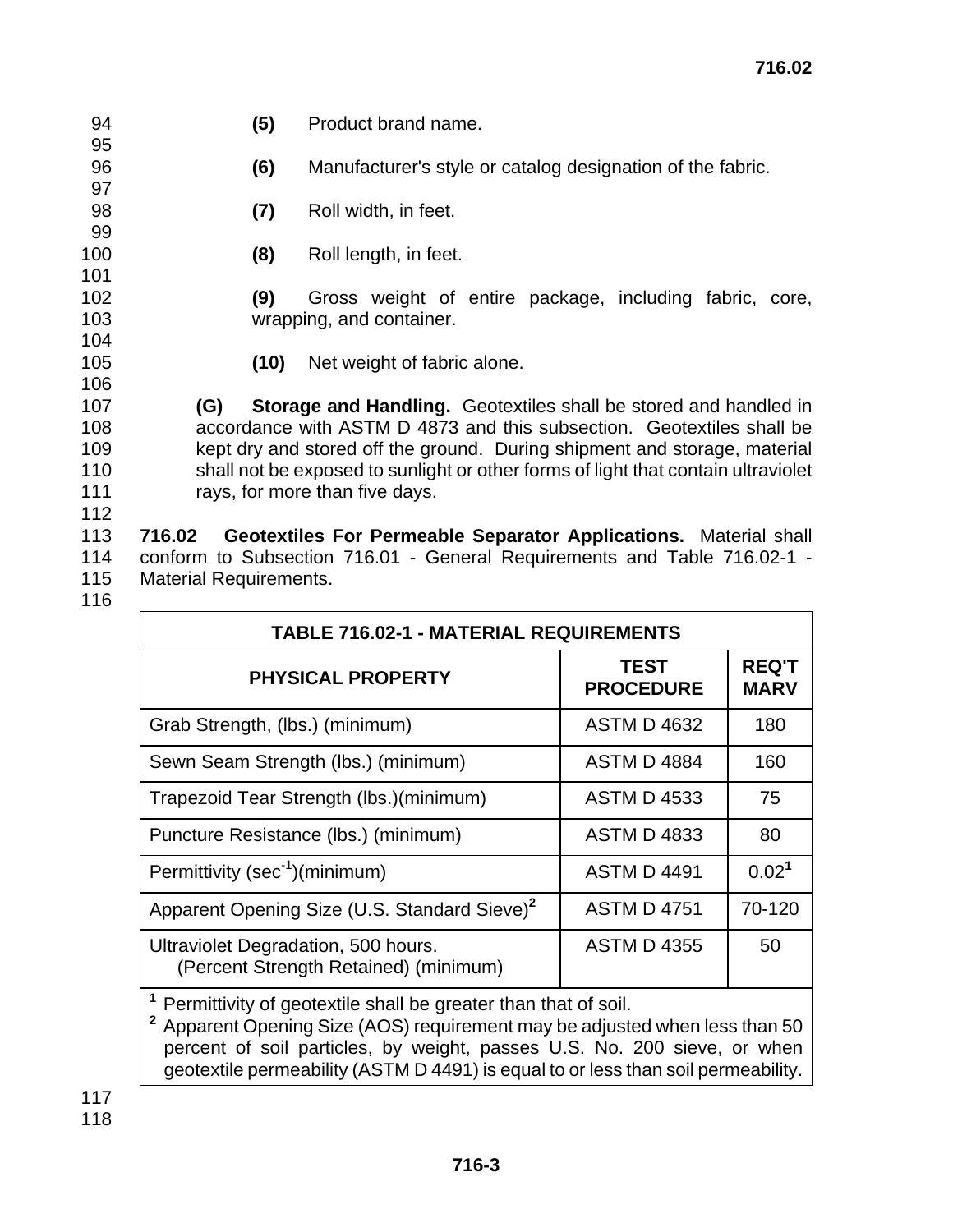**(5)** Product brand name.

**(6)** Manufacturer's style or catalog designation of the fabric.

**(7)** Roll width, in feet.

**(8)** Roll length, in feet.

**(9)** Gross weight of entire package, including fabric, core, wrapping, and container.

**(10)** Net weight of fabric alone.

**(G) Storage and Handling.** Geotextiles shall be stored and handled in accordance with ASTM D 4873 and this subsection. Geotextiles shall be kept dry and stored off the ground. During shipment and storage, material shall not be exposed to sunlight or other forms of light that contain ultraviolet rays, for more than five days.

**716.02 Geotextiles For Permeable Separator Applications.** Material shall conform to Subsection 716.01 - General Requirements and Table 716.02-1 - Material Requirements.

| TABLE 716.02-1 - MATERIAL REQUIREMENTS | | |
|---|---|---|
| **PHYSICAL PROPERTY** | **TEST PROCEDURE** | **REQ'T MARV** |
| Grab Strength, (lbs.) (minimum) | ASTM D 4632 | 180 |
| Sewn Seam Strength (lbs.) (minimum) | ASTM D 4884 | 160 |
| Trapezoid Tear Strength (lbs.)(minimum) | ASTM D 4533 | 75 |
| Puncture Resistance (lbs.) (minimum) | ASTM D 4833 | 80 |
| Permittivity ($sec^{-1}$)(minimum) | ASTM D 4491 | 0.02[1] |
| Apparent Opening Size (U.S. Standard Sieve)[2] | ASTM D 4751 | 70-120 |
| Ultraviolet Degradation, 500 hours. (Percent Strength Retained) (minimum) | ASTM D 4355 | 50 |

[1] Permittivity of geotextile shall be greater than that of soil.

[2] Apparent Opening Size (AOS) requirement may be adjusted when less than 50 percent of soil particles, by weight, passes U.S. No. 200 sieve, or when geotextile permeability (ASTM D 4491) is equal to or less than soil permeability.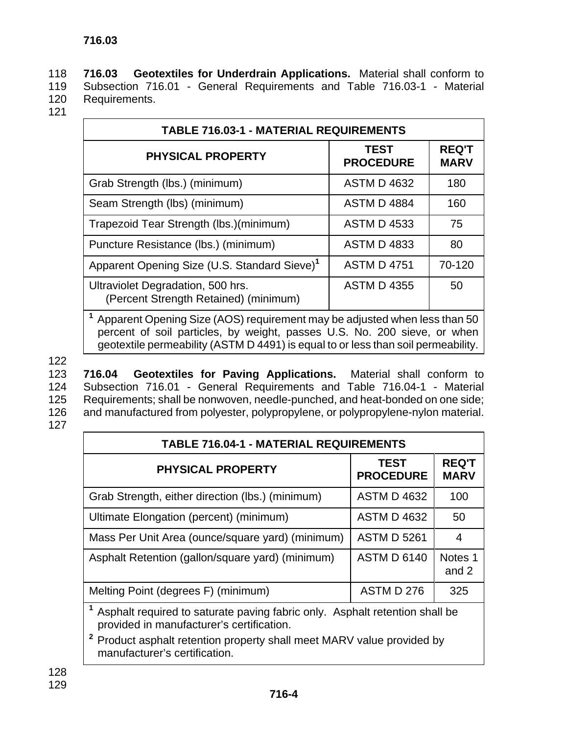**716.03 Geotextiles for Underdrain Applications.** Material shall conform to Subsection 716.01 - General Requirements and Table 716.03-1 - Material Requirements.

| TABLE 716.03-1 - MATERIAL REQUIREMENTS | | |
|---|---|---|
| **PHYSICAL PROPERTY** | **TEST PROCEDURE** | **REQ'T MARV** |
| Grab Strength (lbs.) (minimum) | ASTM D 4632 | 180 |
| Seam Strength (lbs) (minimum) | ASTM D 4884 | 160 |
| Trapezoid Tear Strength (lbs.)(minimum) | ASTM D 4533 | 75 |
| Puncture Resistance (lbs.) (minimum) | ASTM D 4833 | 80 |
| Apparent Opening Size (U.S. Standard Sieve)[1] | ASTM D 4751 | 70-120 |
| Ultraviolet Degradation, 500 hrs. (Percent Strength Retained) (minimum) | ASTM D 4355 | 50 |

[1] Apparent Opening Size (AOS) requirement may be adjusted when less than 50 percent of soil particles, by weight, passes U.S. No. 200 sieve, or when geotextile permeability (ASTM D 4491) is equal to or less than soil permeability.

**716.04 Geotextiles for Paving Applications.** Material shall conform to Subsection 716.01 - General Requirements and Table 716.04-1 - Material Requirements; shall be nonwoven, needle-punched, and heat-bonded on one side; and manufactured from polyester, polypropylene, or polypropylene-nylon material.

| TABLE 716.04-1 - MATERIAL REQUIREMENTS | | |
|---|---|---|
| **PHYSICAL PROPERTY** | **TEST PROCEDURE** | **REQ'T MARV** |
| Grab Strength, either direction (lbs.) (minimum) | ASTM D 4632 | 100 |
| Ultimate Elongation (percent) (minimum) | ASTM D 4632 | 50 |
| Mass Per Unit Area (ounce/square yard) (minimum) | ASTM D 5261 | 4 |
| Asphalt Retention (gallon/square yard) (minimum) | ASTM D 6140 | Notes 1 and 2 |
| Melting Point (degrees F) (minimum) | ASTM D 276 | 325 |

[1] Asphalt required to saturate paving fabric only. Asphalt retention shall be provided in manufacturer's certification.

[2] Product asphalt retention property shall meet MARV value provided by manufacturer's certification.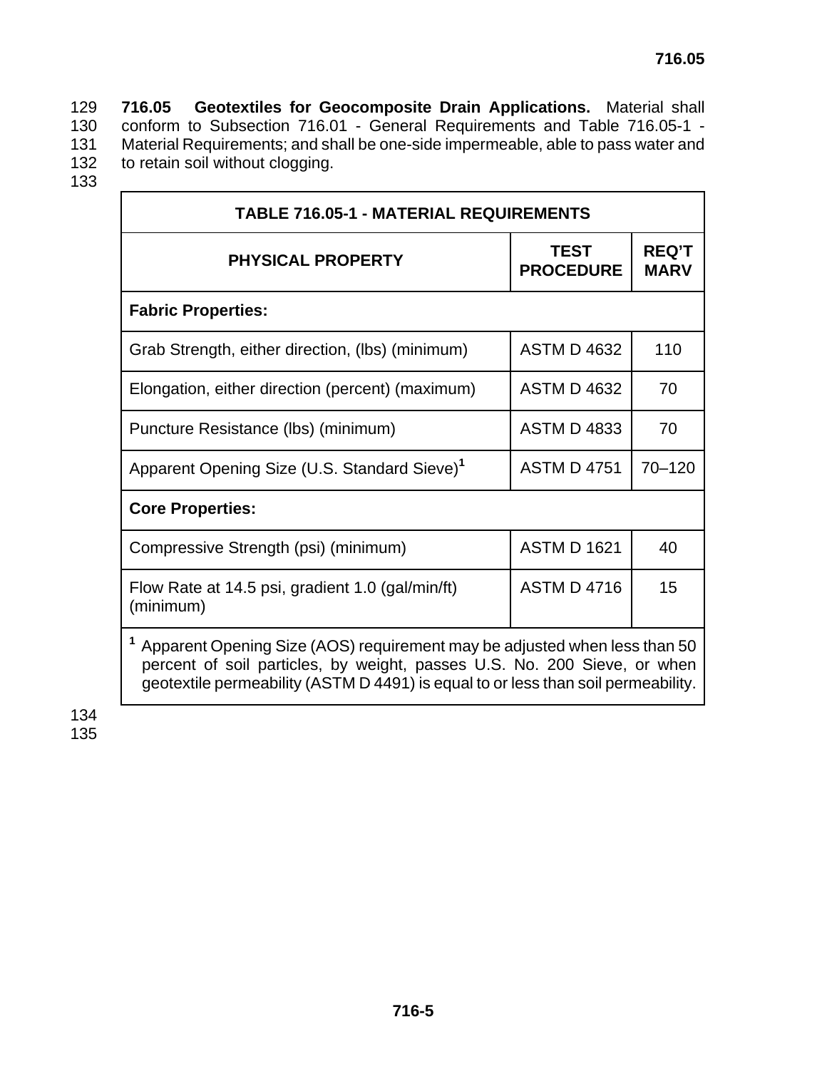**716.05 Geotextiles for Geocomposite Drain Applications.** Material shall conform to Subsection 716.01 - General Requirements and Table 716.05-1 - Material Requirements; and shall be one-side impermeable, able to pass water and to retain soil without clogging.

| TABLE 716.05-1 - MATERIAL REQUIREMENTS | | |
|---|---|---|
| **PHYSICAL PROPERTY** | **TEST PROCEDURE** | **REQ'T MARV** |
| **Fabric Properties:** | | |
| Grab Strength, either direction, (lbs) (minimum) | ASTM D 4632 | 110 |
| Elongation, either direction (percent) (maximum) | ASTM D 4632 | 70 |
| Puncture Resistance (lbs) (minimum) | ASTM D 4833 | 70 |
| Apparent Opening Size (U.S. Standard Sieve)[1] | ASTM D 4751 | 70–120 |
| **Core Properties:** | | |
| Compressive Strength (psi) (minimum) | ASTM D 1621 | 40 |
| Flow Rate at 14.5 psi, gradient 1.0 (gal/min/ft) (minimum) | ASTM D 4716 | 15 |

[1] Apparent Opening Size (AOS) requirement may be adjusted when less than 50 percent of soil particles, by weight, passes U.S. No. 200 Sieve, or when geotextile permeability (ASTM D 4491) is equal to or less than soil permeability.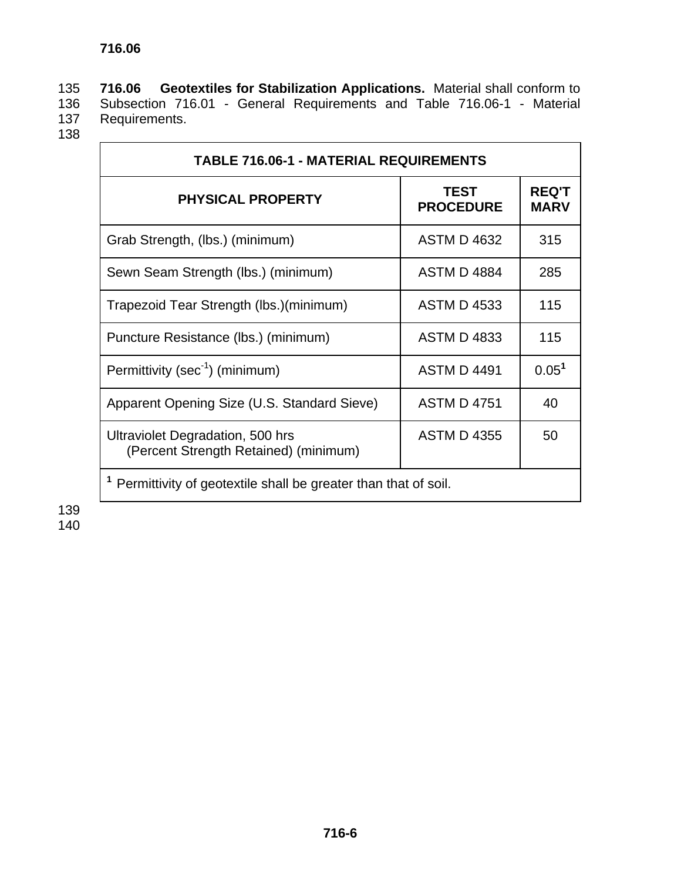**716.06 Geotextiles for Stabilization Applications.** Material shall conform to Subsection 716.01 - General Requirements and Table 716.06-1 - Material Requirements.

| TABLE 716.06-1 - MATERIAL REQUIREMENTS | | |
|---|---|---|
| **PHYSICAL PROPERTY** | **TEST PROCEDURE** | **REQ'T MARV** |
| Grab Strength, (lbs.) (minimum) | ASTM D 4632 | 315 |
| Sewn Seam Strength (lbs.) (minimum) | ASTM D 4884 | 285 |
| Trapezoid Tear Strength (lbs.)(minimum) | ASTM D 4533 | 115 |
| Puncture Resistance (lbs.) (minimum) | ASTM D 4833 | 115 |
| Permittivity ($sec^{-1}$) (minimum) | ASTM D 4491 | 0.05[1] |
| Apparent Opening Size (U.S. Standard Sieve) | ASTM D 4751 | 40 |
| Ultraviolet Degradation, 500 hrs (Percent Strength Retained) (minimum) | ASTM D 4355 | 50 |
| [1] Permittivity of geotextile shall be greater than that of soil. | | |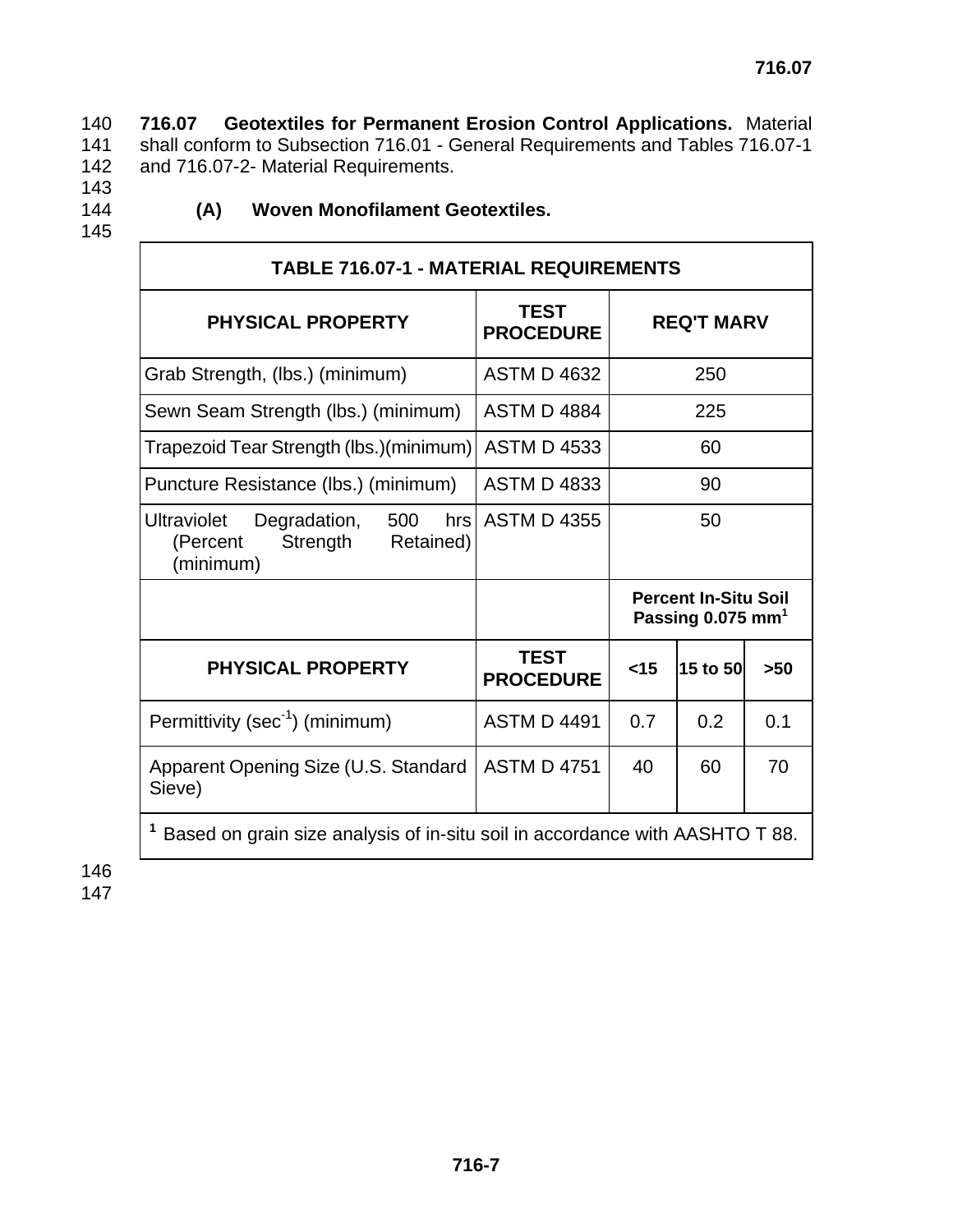**716.07 Geotextiles for Permanent Erosion Control Applications.** Material shall conform to Subsection 716.01 - General Requirements and Tables 716.07-1 and 716.07-2- Material Requirements.

**(A) Woven Monofilament Geotextiles.**

| TABLE 716.07-1 - MATERIAL REQUIREMENTS | | | | |
|---|---|---|---|---|
| **PHYSICAL PROPERTY** | **TEST PROCEDURE** | **REQ'T MARV** | | |
| Grab Strength, (lbs.) (minimum) | ASTM D 4632 | 250 | | |
| Sewn Seam Strength (lbs.) (minimum) | ASTM D 4884 | 225 | | |
| Trapezoid Tear Strength (lbs.)(minimum) | ASTM D 4533 | 60 | | |
| Puncture Resistance (lbs.) (minimum) | ASTM D 4833 | 90 | | |
| Ultraviolet Degradation, 500 hrs (Percent Strength Retained) (minimum) | ASTM D 4355 | 50 | | |
| | | **Percent In-Situ Soil Passing 0.075 mm[1]** | | |
| **PHYSICAL PROPERTY** | **TEST PROCEDURE** | **<15** | **15 to 50** | **>50** |
| Permittivity ($sec^{-1}$) (minimum) | ASTM D 4491 | 0.7 | 0.2 | 0.1 |
| Apparent Opening Size (U.S. Standard Sieve) | ASTM D 4751 | 40 | 60 | 70 |
| [1] Based on grain size analysis of in-situ soil in accordance with AASHTO T 88. | | | | |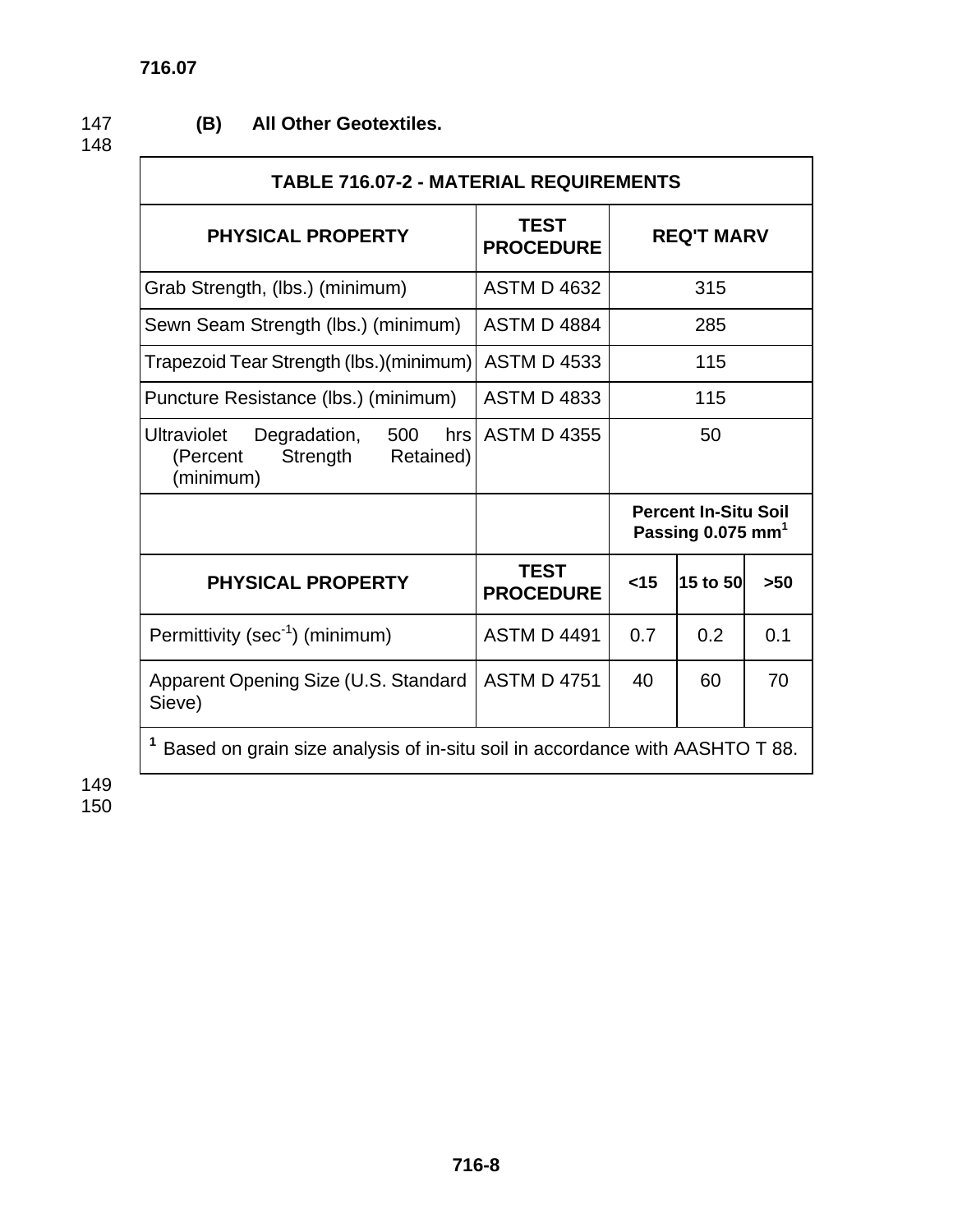**(B) All Other Geotextiles.**

| TABLE 716.07-2 - MATERIAL REQUIREMENTS | | | | |
|---|---|---|---|---|
| **PHYSICAL PROPERTY** | **TEST PROCEDURE** | **REQ'T MARV** | | |
| Grab Strength, (lbs.) (minimum) | ASTM D 4632 | 315 | | |
| Sewn Seam Strength (lbs.) (minimum) | ASTM D 4884 | 285 | | |
| Trapezoid Tear Strength (lbs.)(minimum) | ASTM D 4533 | 115 | | |
| Puncture Resistance (lbs.) (minimum) | ASTM D 4833 | 115 | | |
| Ultraviolet Degradation, 500 hrs (Percent Strength Retained) (minimum) | ASTM D 4355 | 50 | | |
| | | **Percent In-Situ Soil Passing 0.075 mm**[1] | | |
| **PHYSICAL PROPERTY** | **TEST PROCEDURE** | **<15** | **15 to 50** | **>50** |
| Permittivity ($sec^{-1}$) (minimum) | ASTM D 4491 | 0.7 | 0.2 | 0.1 |
| Apparent Opening Size (U.S. Standard Sieve) | ASTM D 4751 | 40 | 60 | 70 |

[1] Based on grain size analysis of in-situ soil in accordance with AASHTO T 88.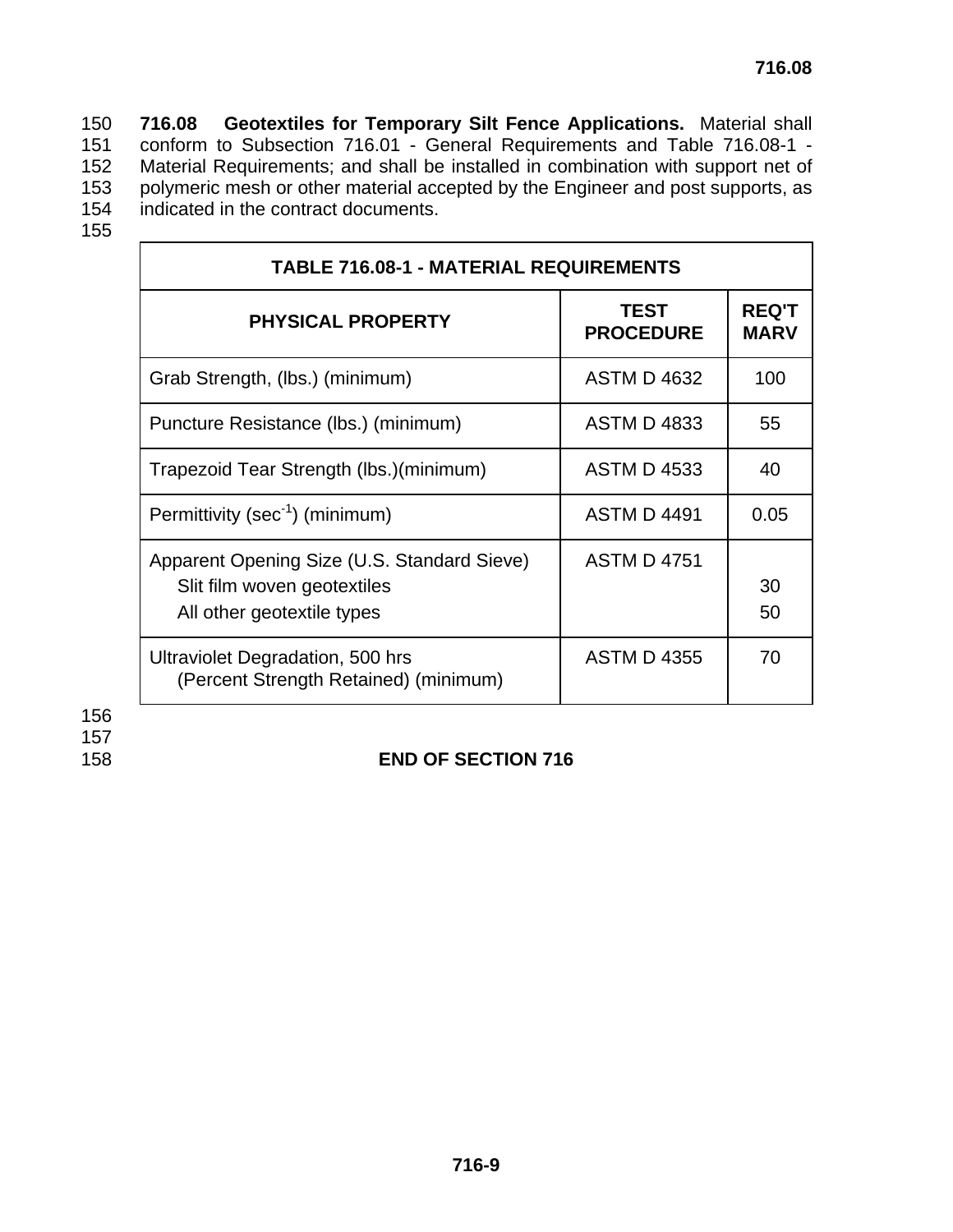**716.08 Geotextiles for Temporary Silt Fence Applications.** Material shall conform to Subsection 716.01 - General Requirements and Table 716.08-1 - Material Requirements; and shall be installed in combination with support net of polymeric mesh or other material accepted by the Engineer and post supports, as indicated in the contract documents.

| TABLE 716.08-1 - MATERIAL REQUIREMENTS | | |
|---|---|---|
| **PHYSICAL PROPERTY** | **TEST PROCEDURE** | **REQ'T MARV** |
| Grab Strength, (lbs.) (minimum) | ASTM D 4632 | 100 |
| Puncture Resistance (lbs.) (minimum) | ASTM D 4833 | 55 |
| Trapezoid Tear Strength (lbs.)(minimum) | ASTM D 4533 | 40 |
| Permittivity ($sec^{-1}$) (minimum) | ASTM D 4491 | 0.05 |
| Apparent Opening Size (U.S. Standard Sieve) | ASTM D 4751 | |
| Slit film woven geotextiles | | 30 |
| All other geotextile types | | 50 |
| Ultraviolet Degradation, 500 hrs (Percent Strength Retained) (minimum) | ASTM D 4355 | 70 |

**END OF SECTION 716**